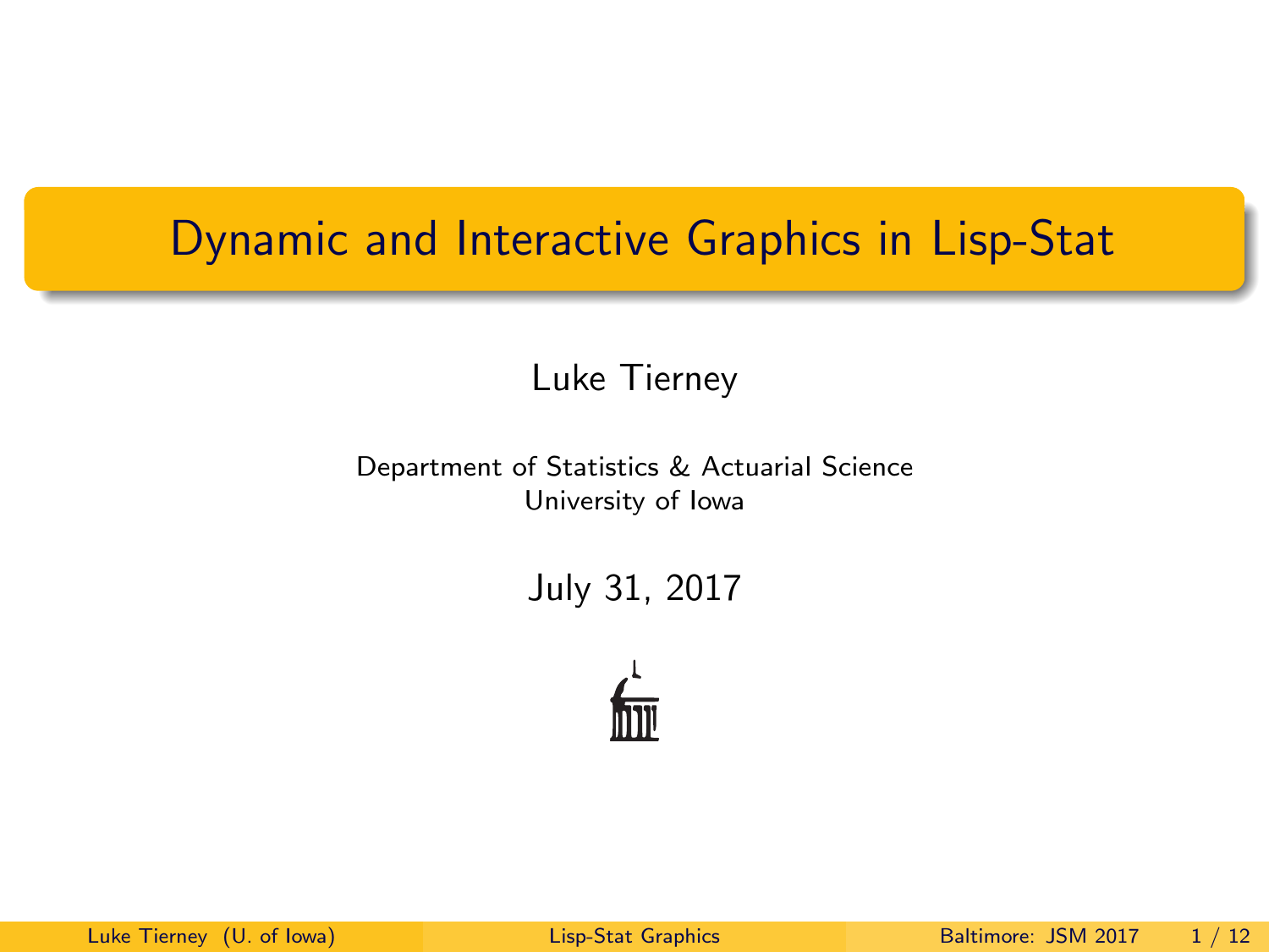# Dynamic and Interactive Graphics in Lisp-Stat

Luke Tierney

Department of Statistics & Actuarial Science
University of Iowa

July 31, 2017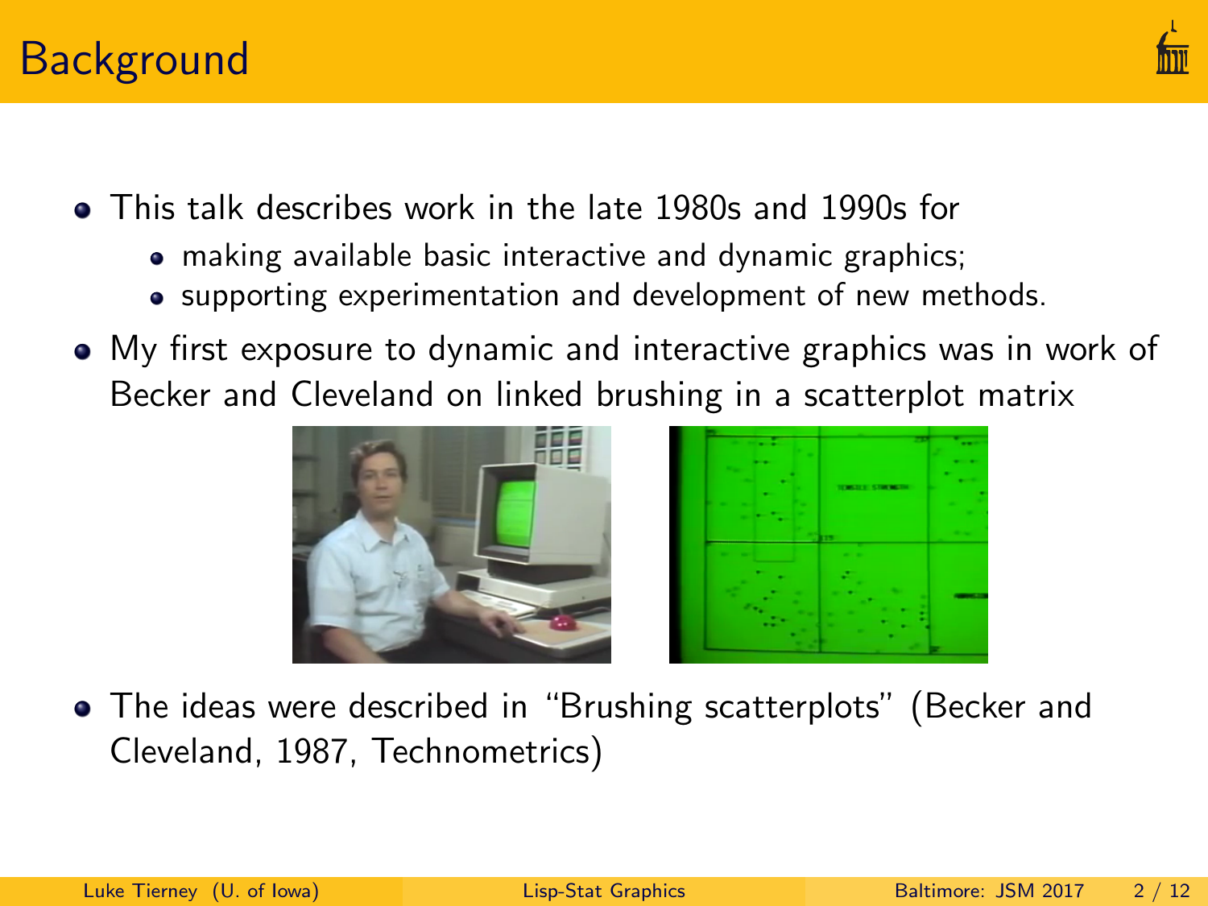# Background

- This talk describes work in the late 1980s and 1990s for
  - making available basic interactive and dynamic graphics;
  - supporting experimentation and development of new methods.
- My first exposure to dynamic and interactive graphics was in work of Becker and Cleveland on linked brushing in a scatterplot matrix
- The ideas were described in "Brushing scatterplots" (Becker and Cleveland, 1987, Technometrics)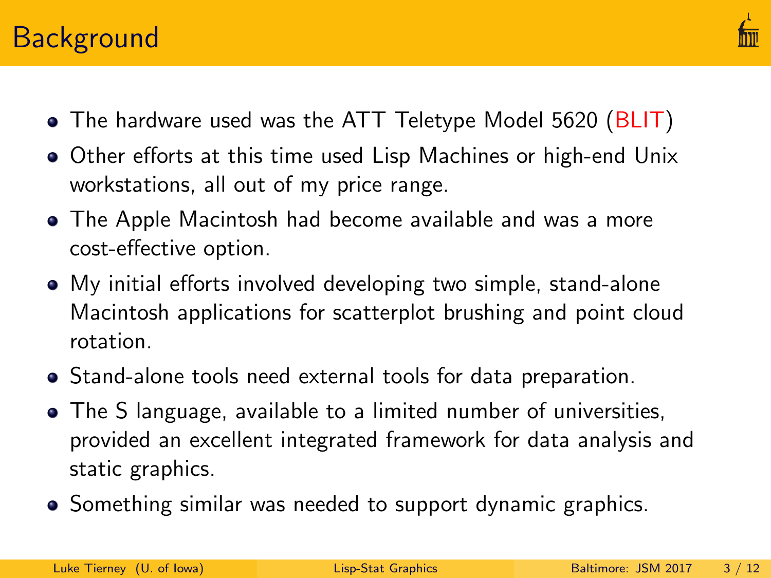# Background

- The hardware used was the ATT Teletype Model 5620 (BLIT)
- Other efforts at this time used Lisp Machines or high-end Unix workstations, all out of my price range.
- The Apple Macintosh had become available and was a more cost-effective option.
- My initial efforts involved developing two simple, stand-alone Macintosh applications for scatterplot brushing and point cloud rotation.
- Stand-alone tools need external tools for data preparation.
- The S language, available to a limited number of universities, provided an excellent integrated framework for data analysis and static graphics.
- Something similar was needed to support dynamic graphics.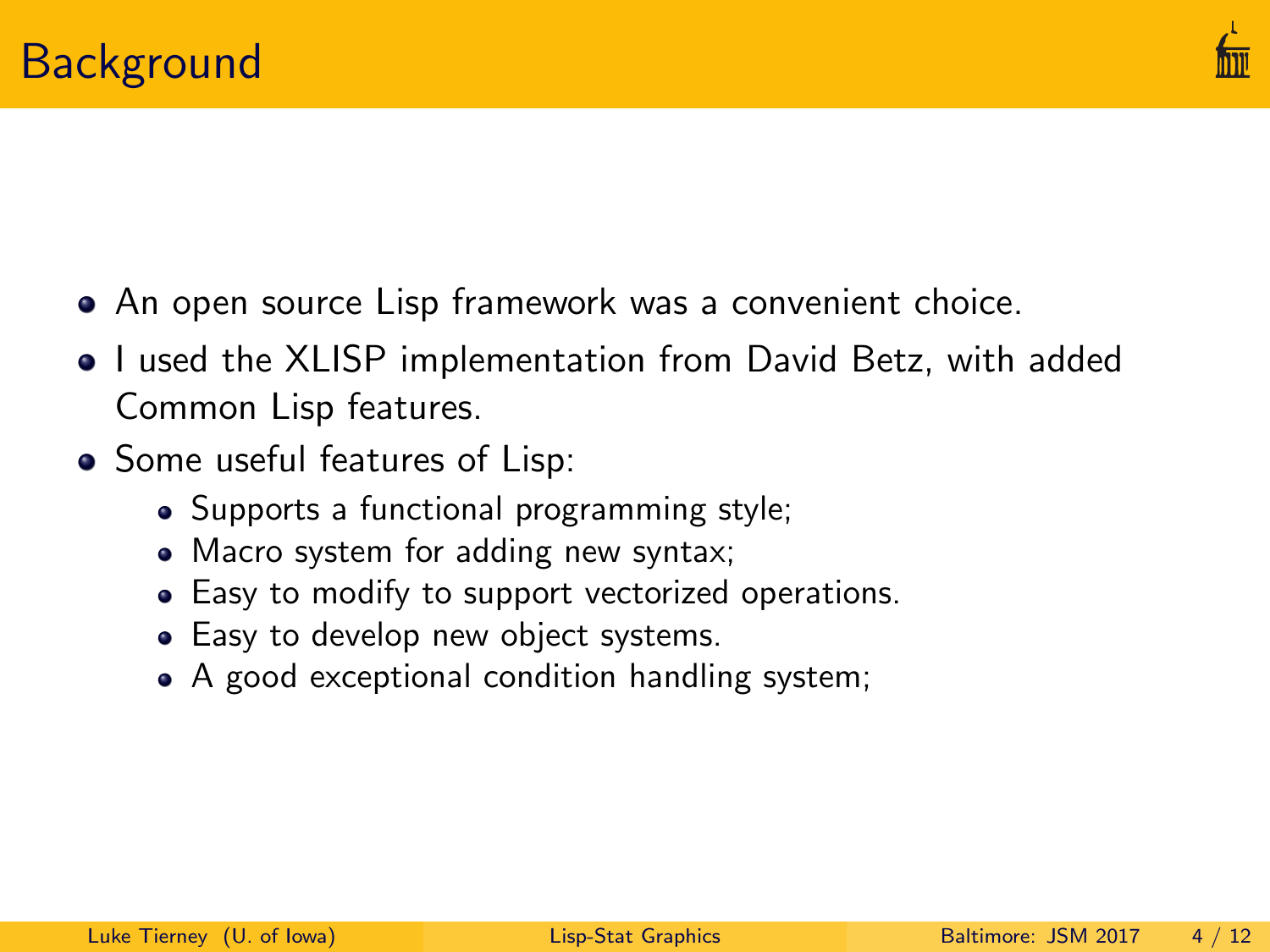# Background

- An open source Lisp framework was a convenient choice.
- I used the XLISP implementation from David Betz, with added Common Lisp features.
- Some useful features of Lisp:
  - Supports a functional programming style;
  - Macro system for adding new syntax;
  - Easy to modify to support vectorized operations.
  - Easy to develop new object systems.
  - A good exceptional condition handling system;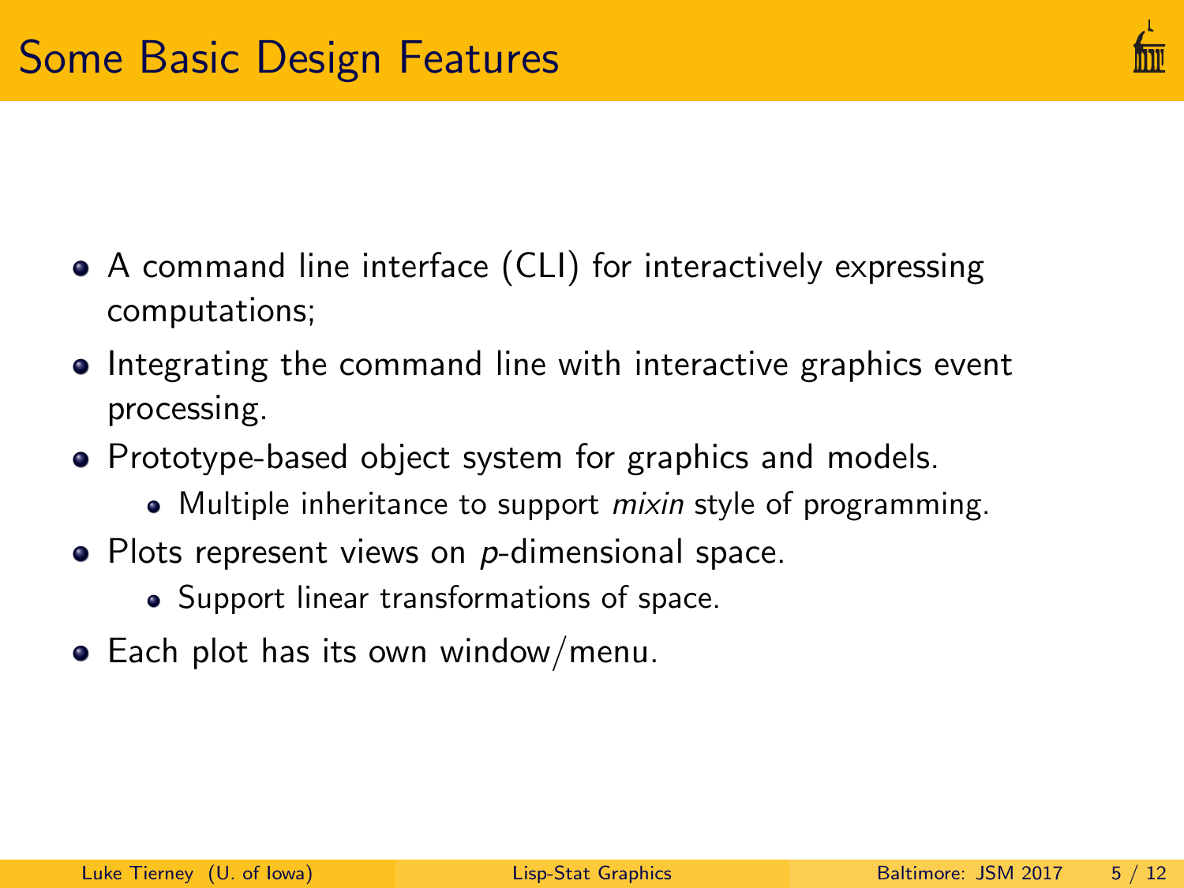# Some Basic Design Features

- A command line interface (CLI) for interactively expressing computations;
- Integrating the command line with interactive graphics event processing.
- Prototype-based object system for graphics and models.
  - Multiple inheritance to support *mixin* style of programming.
- Plots represent views on $p$-dimensional space.
  - Support linear transformations of space.
- Each plot has its own window/menu.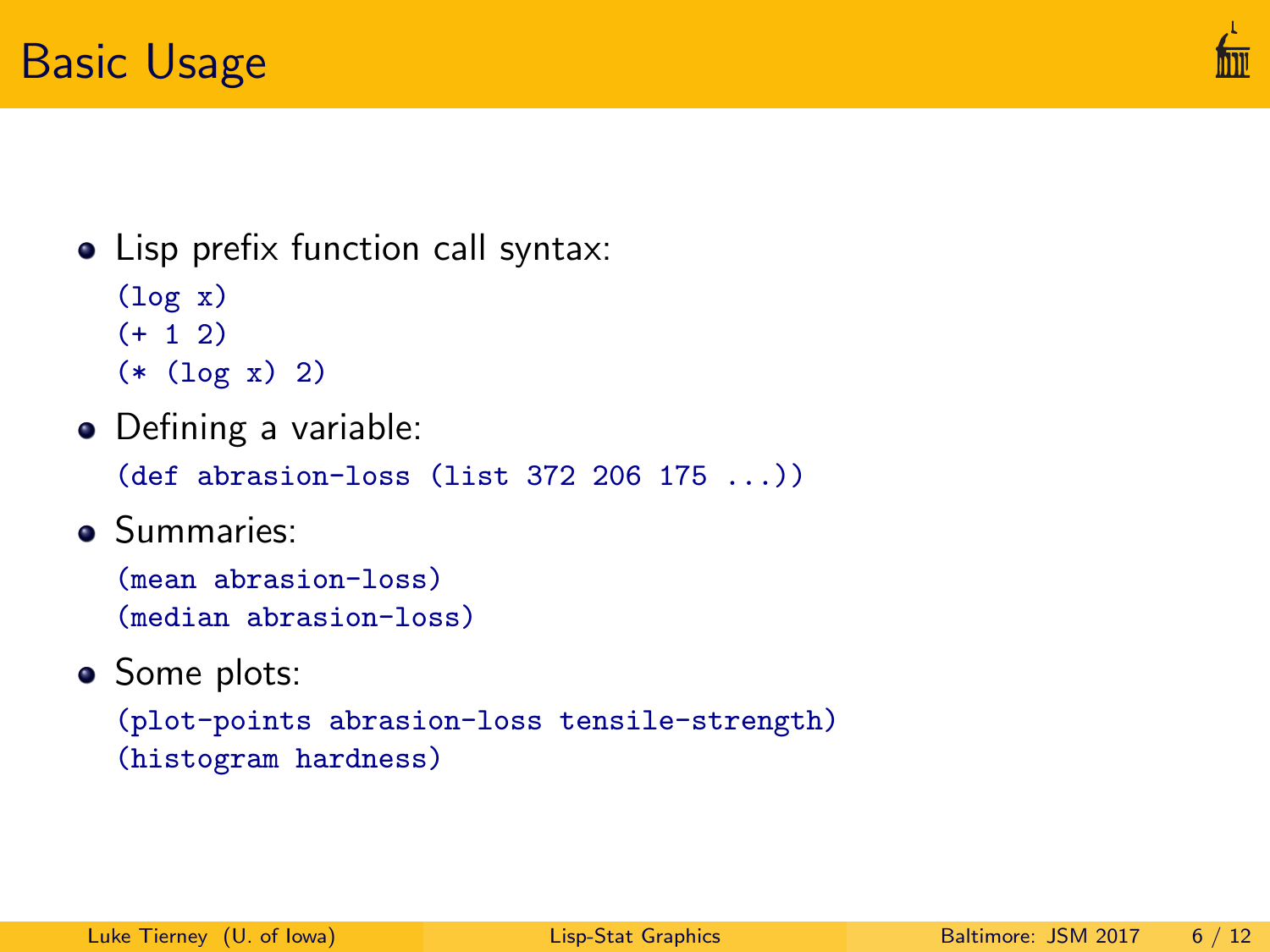## Basic Usage

- Lisp prefix function call syntax:

```
(log x)
(+ 1 2)
(* (log x) 2)
```

- Defining a variable:

```
(def abrasion-loss (list 372 206 175 ...))
```

- Summaries:

```
(mean abrasion-loss)
(median abrasion-loss)
```

- Some plots:

```
(plot-points abrasion-loss tensile-strength)
(histogram hardness)
```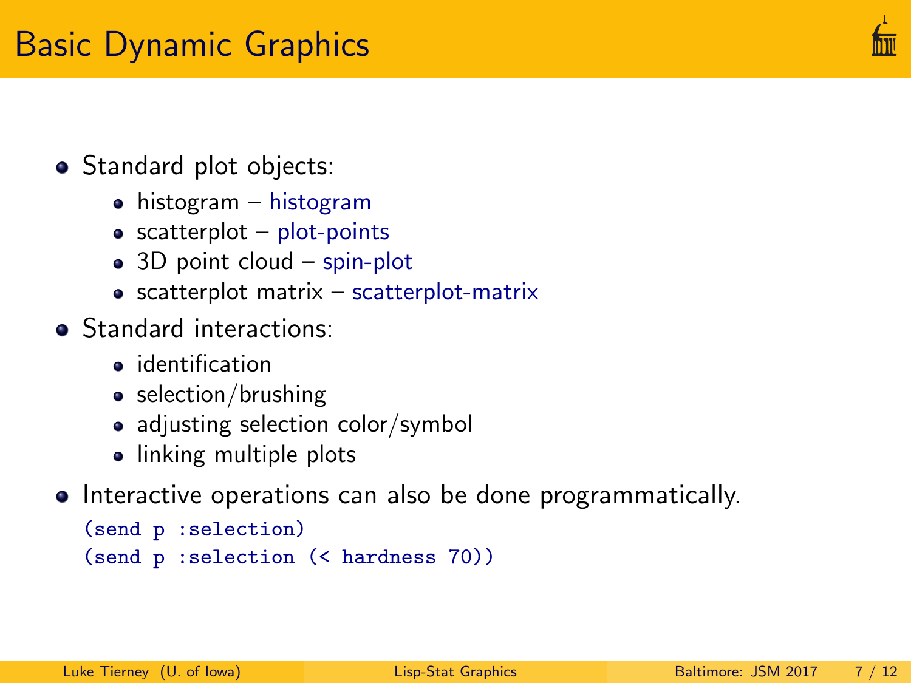# Basic Dynamic Graphics

- Standard plot objects:
  - histogram – histogram
  - scatterplot – plot-points
  - 3D point cloud – spin-plot
  - scatterplot matrix – scatterplot-matrix
- Standard interactions:
  - identification
  - selection/brushing
  - adjusting selection color/symbol
  - linking multiple plots
- Interactive operations can also be done programmatically.

```
(send p :selection)
(send p :selection (< hardness 70))
```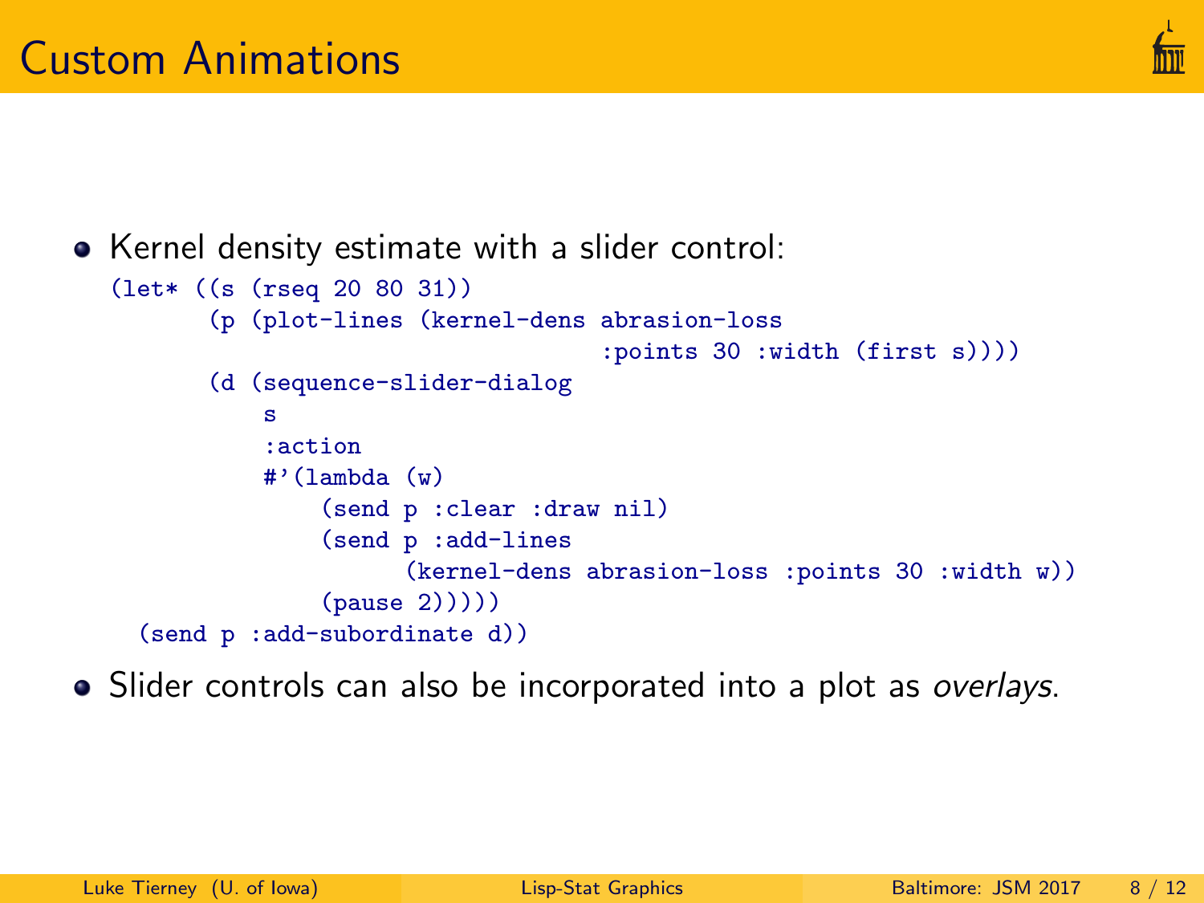# Custom Animations

- Kernel density estimate with a slider control:

```
(let* ((s (rseq 20 80 31))
       (p (plot-lines (kernel-dens abrasion-loss
                                   :points 30 :width (first s))))
       (d (sequence-slider-dialog
           s
           :action
           #'(lambda (w)
               (send p :clear :draw nil)
               (send p :add-lines
                     (kernel-dens abrasion-loss :points 30 :width w))
               (pause 2)))))
  (send p :add-subordinate d))
```

- Slider controls can also be incorporated into a plot as *overlays*.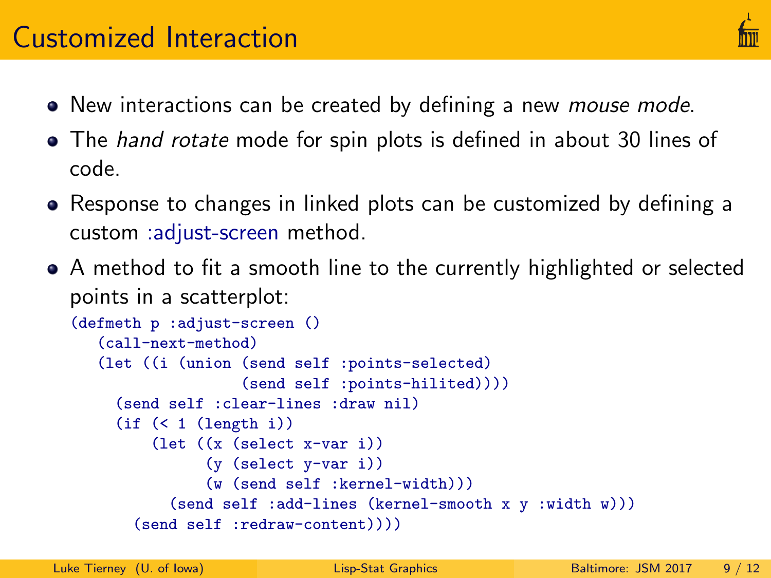# Customized Interaction

- New interactions can be created by defining a new *mouse mode*.
- The *hand rotate* mode for spin plots is defined in about 30 lines of code.
- Response to changes in linked plots can be customized by defining a custom :adjust-screen method.
- A method to fit a smooth line to the currently highlighted or selected points in a scatterplot:

```
(defmeth p :adjust-screen ()
   (call-next-method)
   (let ((i (union (send self :points-selected)
                   (send self :points-hilited))))
     (send self :clear-lines :draw nil)
     (if (< 1 (length i))
         (let ((x (select x-var i))
               (y (select y-var i))
               (w (send self :kernel-width)))
           (send self :add-lines (kernel-smooth x y :width w)))
       (send self :redraw-content))))
```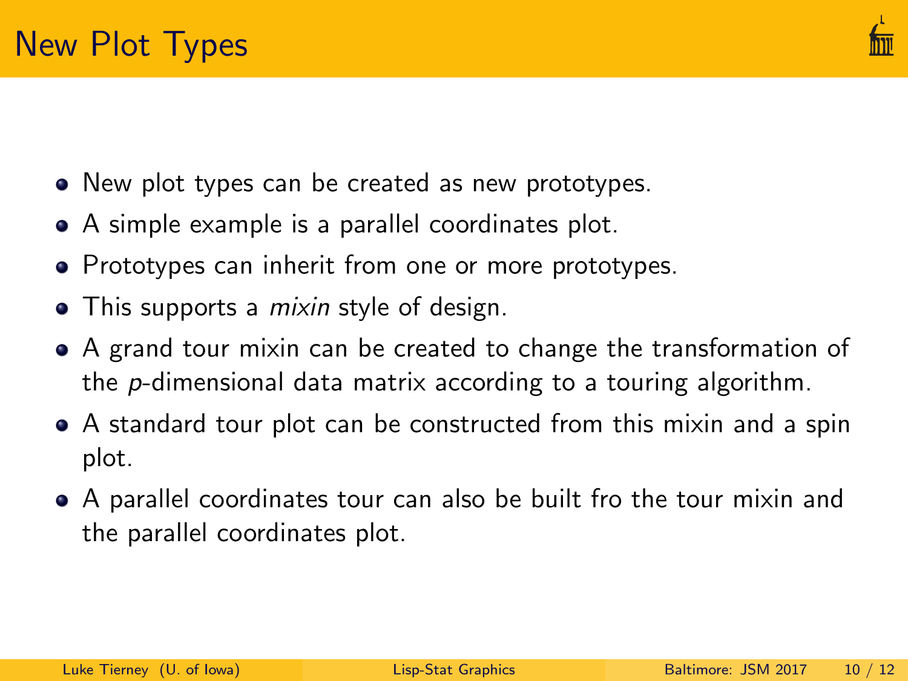# New Plot Types

- New plot types can be created as new prototypes.
- A simple example is a parallel coordinates plot.
- Prototypes can inherit from one or more prototypes.
- This supports a *mixin* style of design.
- A grand tour mixin can be created to change the transformation of the $p$-dimensional data matrix according to a touring algorithm.
- A standard tour plot can be constructed from this mixin and a spin plot.
- A parallel coordinates tour can also be built fro the tour mixin and the parallel coordinates plot.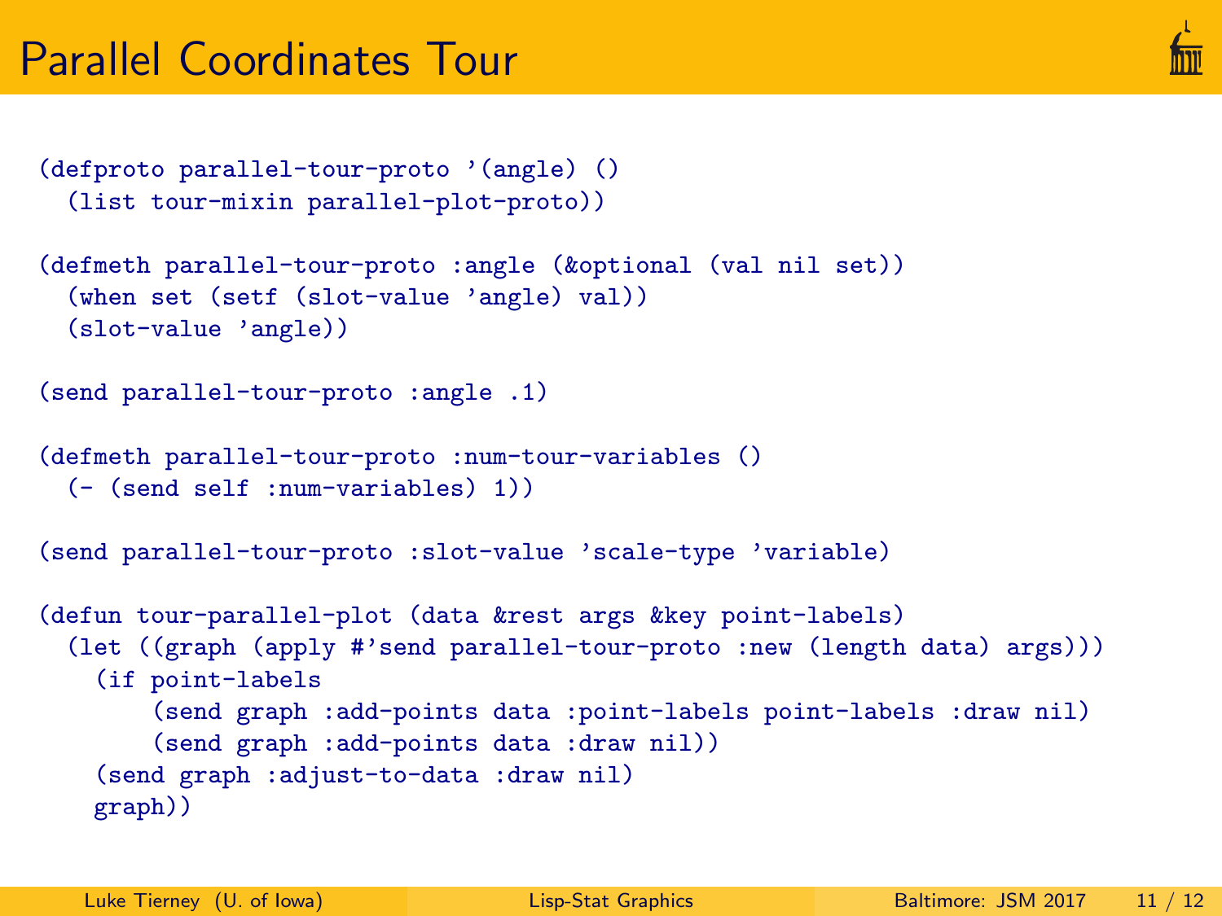# Parallel Coordinates Tour

```
(defproto parallel-tour-proto '(angle) ()
  (list tour-mixin parallel-plot-proto))

(defmeth parallel-tour-proto :angle (&optional (val nil set))
  (when set (setf (slot-value 'angle) val))
  (slot-value 'angle))

(send parallel-tour-proto :angle .1)

(defmeth parallel-tour-proto :num-tour-variables ()
  (- (send self :num-variables) 1))

(send parallel-tour-proto :slot-value 'scale-type 'variable)

(defun tour-parallel-plot (data &rest args &key point-labels)
  (let ((graph (apply #'send parallel-tour-proto :new (length data) args)))
    (if point-labels
        (send graph :add-points data :point-labels point-labels :draw nil)
        (send graph :add-points data :draw nil))
    (send graph :adjust-to-data :draw nil)
    graph))
```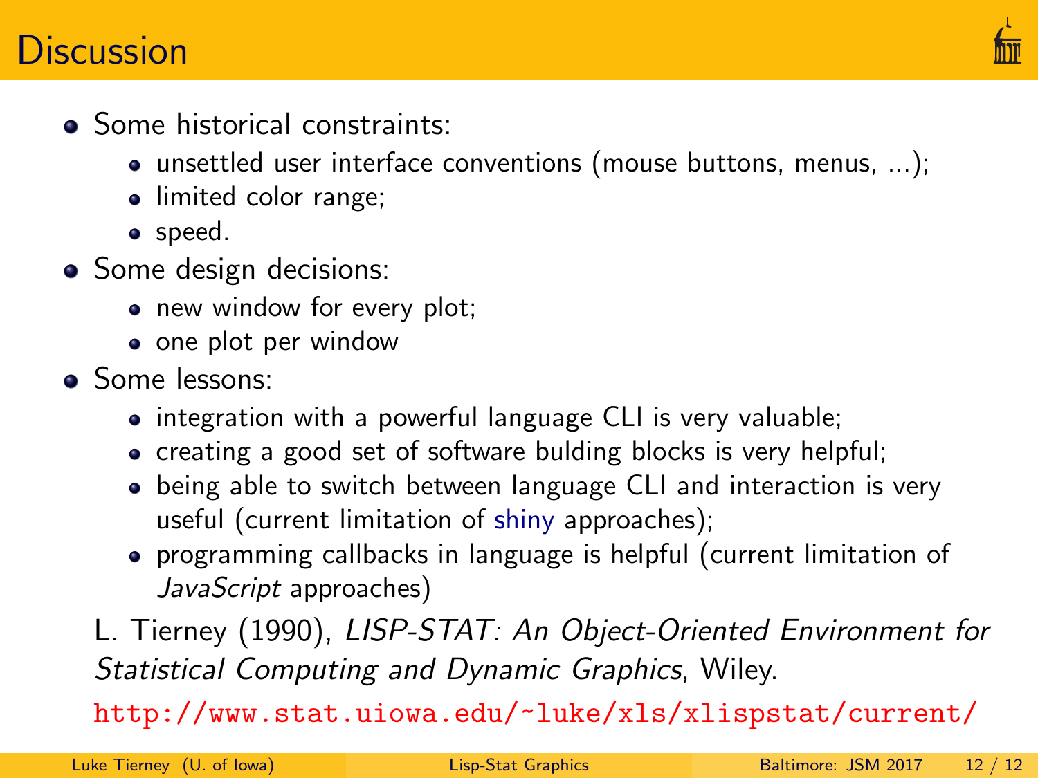# Discussion

- Some historical constraints:
  - unsettled user interface conventions (mouse buttons, menus, ...);
  - limited color range;
  - speed.
- Some design decisions:
  - new window for every plot;
  - one plot per window
- Some lessons:
  - integration with a powerful language CLI is very valuable;
  - creating a good set of software bulding blocks is very helpful;
  - being able to switch between language CLI and interaction is very useful (current limitation of shiny approaches);
  - programming callbacks in language is helpful (current limitation of *JavaScript* approaches)

L. Tierney (1990), *LISP-STAT: An Object-Oriented Environment for Statistical Computing and Dynamic Graphics*, Wiley.

http://www.stat.uiowa.edu/~luke/xls/xlispstat/current/